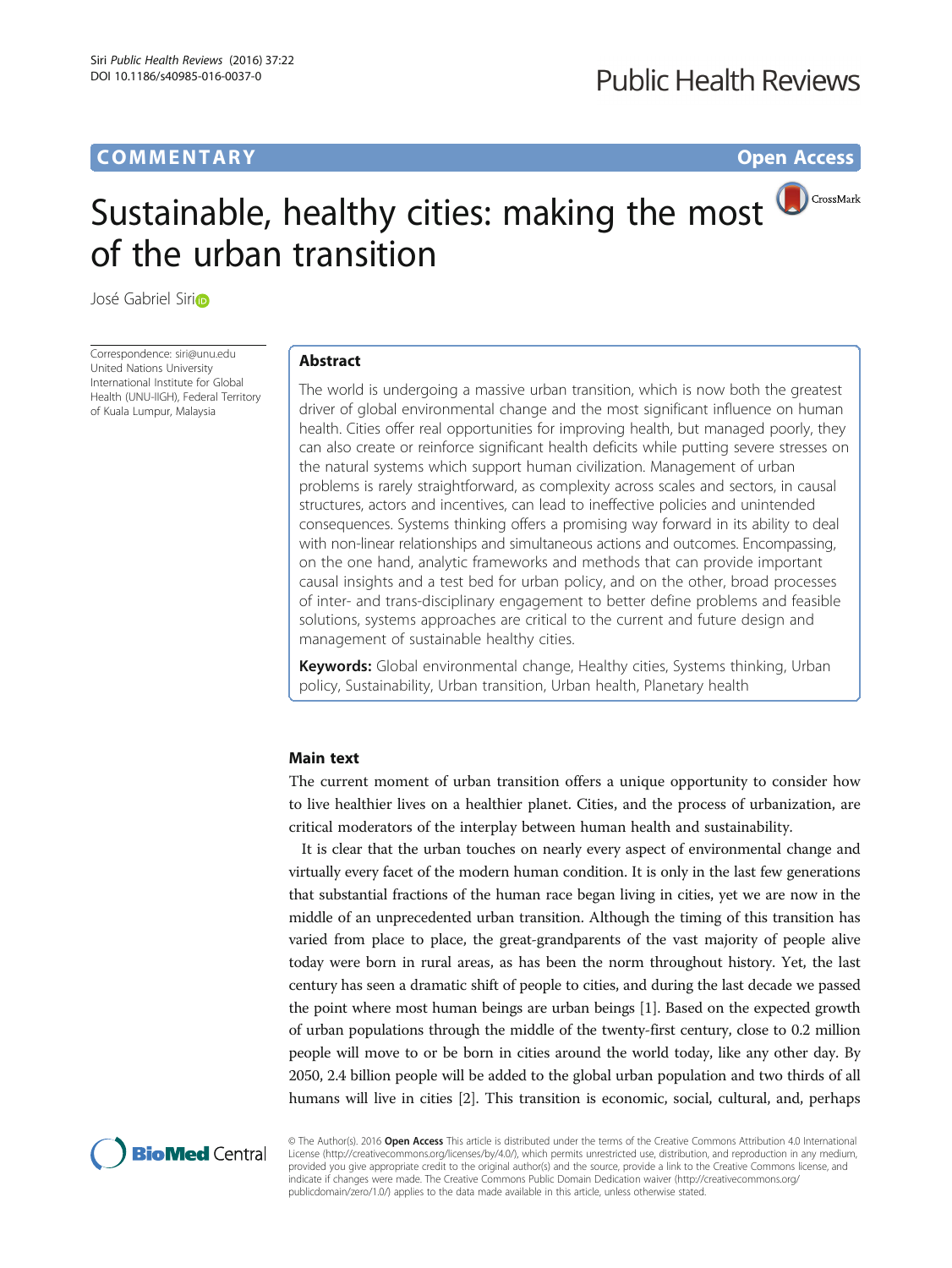COMMENTARY

Open Access

# Sustainable, healthy cities: making the most of the urban transition

José Gabriel Siri

Correspondence: siri@unu.edu
United Nations University International Institute for Global Health (UNU-IIGH), Federal Territory of Kuala Lumpur, Malaysia

## Abstract

The world is undergoing a massive urban transition, which is now both the greatest driver of global environmental change and the most significant influence on human health. Cities offer real opportunities for improving health, but managed poorly, they can also create or reinforce significant health deficits while putting severe stresses on the natural systems which support human civilization. Management of urban problems is rarely straightforward, as complexity across scales and sectors, in causal structures, actors and incentives, can lead to ineffective policies and unintended consequences. Systems thinking offers a promising way forward in its ability to deal with non-linear relationships and simultaneous actions and outcomes. Encompassing, on the one hand, analytic frameworks and methods that can provide important causal insights and a test bed for urban policy, and on the other, broad processes of inter- and trans-disciplinary engagement to better define problems and feasible solutions, systems approaches are critical to the current and future design and management of sustainable healthy cities.

**Keywords:** Global environmental change, Healthy cities, Systems thinking, Urban policy, Sustainability, Urban transition, Urban health, Planetary health

## Main text

The current moment of urban transition offers a unique opportunity to consider how to live healthier lives on a healthier planet. Cities, and the process of urbanization, are critical moderators of the interplay between human health and sustainability.

It is clear that the urban touches on nearly every aspect of environmental change and virtually every facet of the modern human condition. It is only in the last few generations that substantial fractions of the human race began living in cities, yet we are now in the middle of an unprecedented urban transition. Although the timing of this transition has varied from place to place, the great-grandparents of the vast majority of people alive today were born in rural areas, as has been the norm throughout history. Yet, the last century has seen a dramatic shift of people to cities, and during the last decade we passed the point where most human beings are urban beings [1]. Based on the expected growth of urban populations through the middle of the twenty-first century, close to 0.2 million people will move to or be born in cities around the world today, like any other day. By 2050, 2.4 billion people will be added to the global urban population and two thirds of all humans will live in cities [2]. This transition is economic, social, cultural, and, perhaps

© The Author(s). 2016 **Open Access** This article is distributed under the terms of the Creative Commons Attribution 4.0 International License (http://creativecommons.org/licenses/by/4.0/), which permits unrestricted use, distribution, and reproduction in any medium, provided you give appropriate credit to the original author(s) and the source, provide a link to the Creative Commons license, and indicate if changes were made. The Creative Commons Public Domain Dedication waiver (http://creativecommons.org/publicdomain/zero/1.0/) applies to the data made available in this article, unless otherwise stated.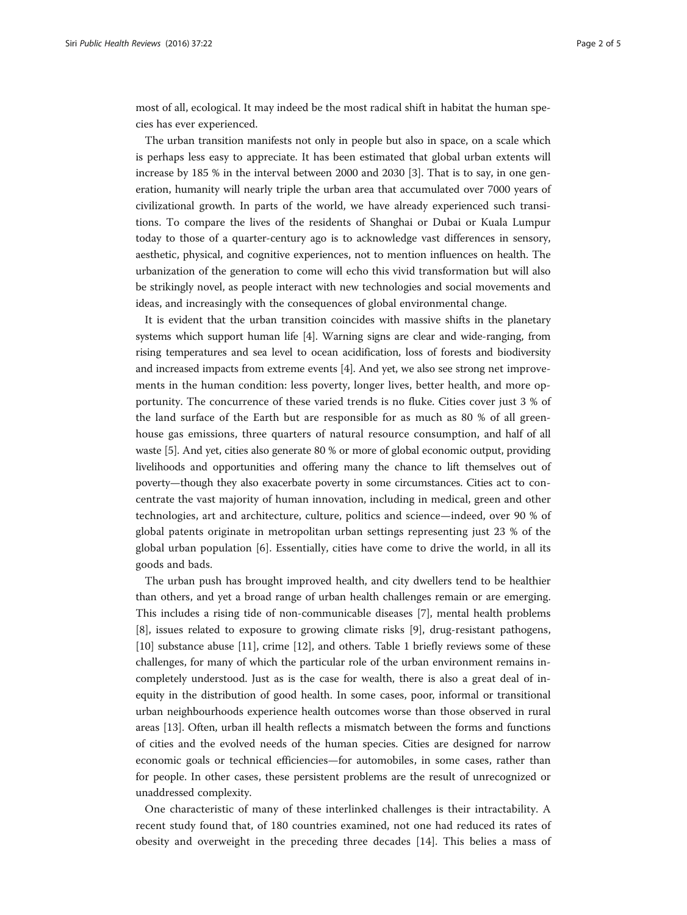most of all, ecological. It may indeed be the most radical shift in habitat the human species has ever experienced.

The urban transition manifests not only in people but also in space, on a scale which is perhaps less easy to appreciate. It has been estimated that global urban extents will increase by 185 % in the interval between 2000 and 2030 [3]. That is to say, in one generation, humanity will nearly triple the urban area that accumulated over 7000 years of civilizational growth. In parts of the world, we have already experienced such transitions. To compare the lives of the residents of Shanghai or Dubai or Kuala Lumpur today to those of a quarter-century ago is to acknowledge vast differences in sensory, aesthetic, physical, and cognitive experiences, not to mention influences on health. The urbanization of the generation to come will echo this vivid transformation but will also be strikingly novel, as people interact with new technologies and social movements and ideas, and increasingly with the consequences of global environmental change.

It is evident that the urban transition coincides with massive shifts in the planetary systems which support human life [4]. Warning signs are clear and wide-ranging, from rising temperatures and sea level to ocean acidification, loss of forests and biodiversity and increased impacts from extreme events [4]. And yet, we also see strong net improvements in the human condition: less poverty, longer lives, better health, and more opportunity. The concurrence of these varied trends is no fluke. Cities cover just 3 % of the land surface of the Earth but are responsible for as much as 80 % of all greenhouse gas emissions, three quarters of natural resource consumption, and half of all waste [5]. And yet, cities also generate 80 % or more of global economic output, providing livelihoods and opportunities and offering many the chance to lift themselves out of poverty—though they also exacerbate poverty in some circumstances. Cities act to concentrate the vast majority of human innovation, including in medical, green and other technologies, art and architecture, culture, politics and science—indeed, over 90 % of global patents originate in metropolitan urban settings representing just 23 % of the global urban population [6]. Essentially, cities have come to drive the world, in all its goods and bads.

The urban push has brought improved health, and city dwellers tend to be healthier than others, and yet a broad range of urban health challenges remain or are emerging. This includes a rising tide of non-communicable diseases [7], mental health problems [8], issues related to exposure to growing climate risks [9], drug-resistant pathogens, [10] substance abuse [11], crime [12], and others. Table 1 briefly reviews some of these challenges, for many of which the particular role of the urban environment remains incompletely understood. Just as is the case for wealth, there is also a great deal of inequity in the distribution of good health. In some cases, poor, informal or transitional urban neighbourhoods experience health outcomes worse than those observed in rural areas [13]. Often, urban ill health reflects a mismatch between the forms and functions of cities and the evolved needs of the human species. Cities are designed for narrow economic goals or technical efficiencies—for automobiles, in some cases, rather than for people. In other cases, these persistent problems are the result of unrecognized or unaddressed complexity.

One characteristic of many of these interlinked challenges is their intractability. A recent study found that, of 180 countries examined, not one had reduced its rates of obesity and overweight in the preceding three decades [14]. This belies a mass of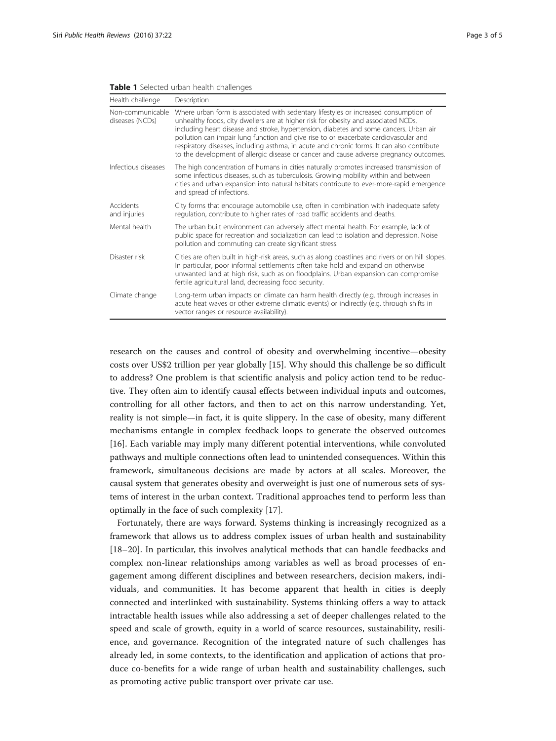**Table 1** Selected urban health challenges

| Health challenge | Description |
|---|---|
| Non-communicable diseases (NCDs) | Where urban form is associated with sedentary lifestyles or increased consumption of unhealthy foods, city dwellers are at higher risk for obesity and associated NCDs, including heart disease and stroke, hypertension, diabetes and some cancers. Urban air pollution can impair lung function and give rise to or exacerbate cardiovascular and respiratory diseases, including asthma, in acute and chronic forms. It can also contribute to the development of allergic disease or cancer and cause adverse pregnancy outcomes. |
| Infectious diseases | The high concentration of humans in cities naturally promotes increased transmission of some infectious diseases, such as tuberculosis. Growing mobility within and between cities and urban expansion into natural habitats contribute to ever-more-rapid emergence and spread of infections. |
| Accidents and injuries | City forms that encourage automobile use, often in combination with inadequate safety regulation, contribute to higher rates of road traffic accidents and deaths. |
| Mental health | The urban built environment can adversely affect mental health. For example, lack of public space for recreation and socialization can lead to isolation and depression. Noise pollution and commuting can create significant stress. |
| Disaster risk | Cities are often built in high-risk areas, such as along coastlines and rivers or on hill slopes. In particular, poor informal settlements often take hold and expand on otherwise unwanted land at high risk, such as on floodplains. Urban expansion can compromise fertile agricultural land, decreasing food security. |
| Climate change | Long-term urban impacts on climate can harm health directly (e.g. through increases in acute heat waves or other extreme climatic events) or indirectly (e.g. through shifts in vector ranges or resource availability). |

research on the causes and control of obesity and overwhelming incentive—obesity costs over US$2 trillion per year globally [15]. Why should this challenge be so difficult to address? One problem is that scientific analysis and policy action tend to be reductive. They often aim to identify causal effects between individual inputs and outcomes, controlling for all other factors, and then to act on this narrow understanding. Yet, reality is not simple—in fact, it is quite slippery. In the case of obesity, many different mechanisms entangle in complex feedback loops to generate the observed outcomes [16]. Each variable may imply many different potential interventions, while convoluted pathways and multiple connections often lead to unintended consequences. Within this framework, simultaneous decisions are made by actors at all scales. Moreover, the causal system that generates obesity and overweight is just one of numerous sets of systems of interest in the urban context. Traditional approaches tend to perform less than optimally in the face of such complexity [17].

Fortunately, there are ways forward. Systems thinking is increasingly recognized as a framework that allows us to address complex issues of urban health and sustainability [18–20]. In particular, this involves analytical methods that can handle feedbacks and complex non-linear relationships among variables as well as broad processes of engagement among different disciplines and between researchers, decision makers, individuals, and communities. It has become apparent that health in cities is deeply connected and interlinked with sustainability. Systems thinking offers a way to attack intractable health issues while also addressing a set of deeper challenges related to the speed and scale of growth, equity in a world of scarce resources, sustainability, resilience, and governance. Recognition of the integrated nature of such challenges has already led, in some contexts, to the identification and application of actions that produce co-benefits for a wide range of urban health and sustainability challenges, such as promoting active public transport over private car use.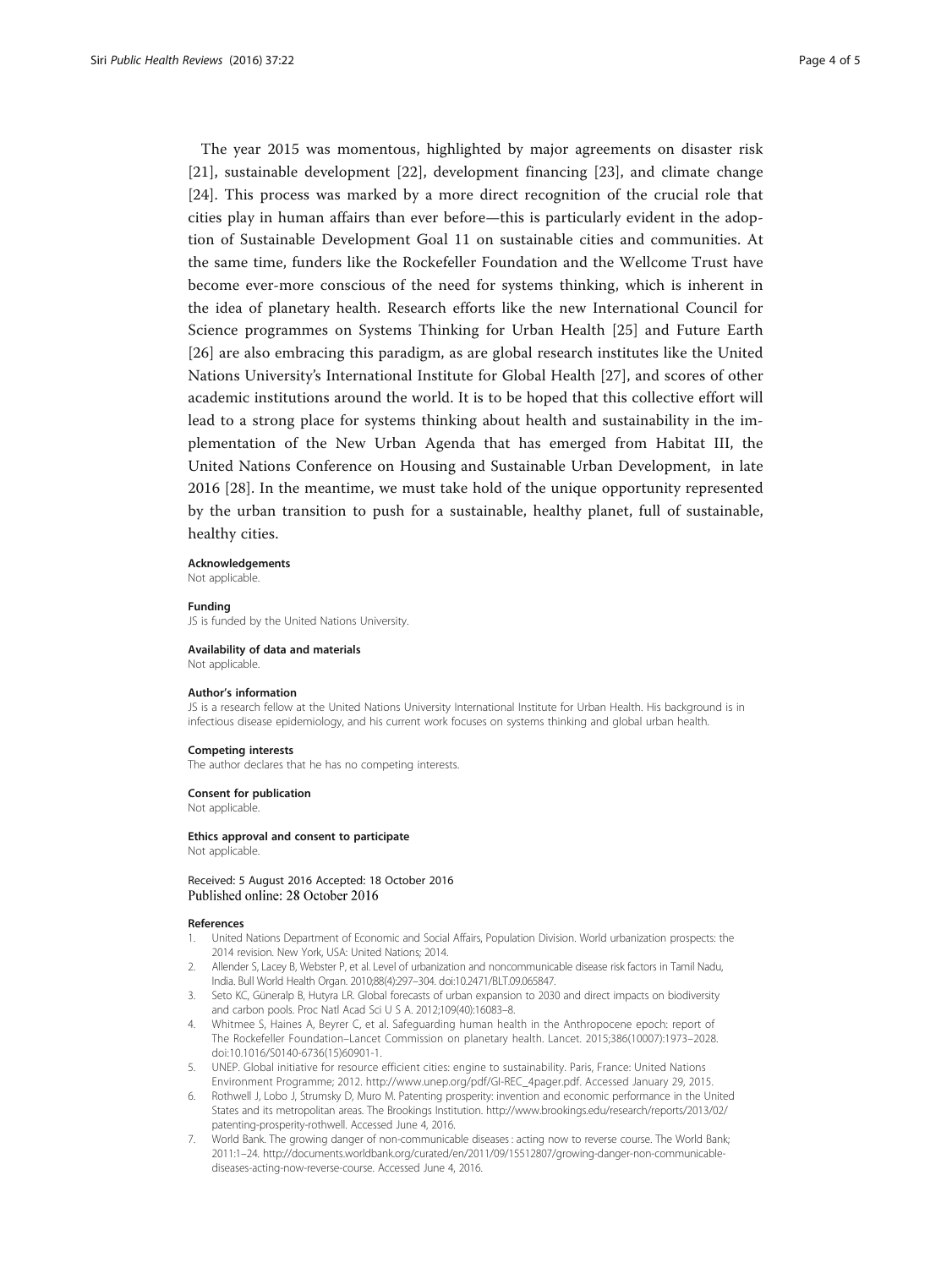The year 2015 was momentous, highlighted by major agreements on disaster risk [21], sustainable development [22], development financing [23], and climate change [24]. This process was marked by a more direct recognition of the crucial role that cities play in human affairs than ever before—this is particularly evident in the adoption of Sustainable Development Goal 11 on sustainable cities and communities. At the same time, funders like the Rockefeller Foundation and the Wellcome Trust have become ever-more conscious of the need for systems thinking, which is inherent in the idea of planetary health. Research efforts like the new International Council for Science programmes on Systems Thinking for Urban Health [25] and Future Earth [26] are also embracing this paradigm, as are global research institutes like the United Nations University's International Institute for Global Health [27], and scores of other academic institutions around the world. It is to be hoped that this collective effort will lead to a strong place for systems thinking about health and sustainability in the implementation of the New Urban Agenda that has emerged from Habitat III, the United Nations Conference on Housing and Sustainable Urban Development, in late 2016 [28]. In the meantime, we must take hold of the unique opportunity represented by the urban transition to push for a sustainable, healthy planet, full of sustainable, healthy cities.

#### Acknowledgements
Not applicable.

#### Funding
JS is funded by the United Nations University.

#### Availability of data and materials
Not applicable.

#### Author's information
JS is a research fellow at the United Nations University International Institute for Urban Health. His background is in infectious disease epidemiology, and his current work focuses on systems thinking and global urban health.

#### Competing interests
The author declares that he has no competing interests.

#### Consent for publication
Not applicable.

#### Ethics approval and consent to participate
Not applicable.

Received: 5 August 2016 Accepted: 18 October 2016
Published online: 28 October 2016

#### References
1. United Nations Department of Economic and Social Affairs, Population Division. World urbanization prospects: the 2014 revision. New York, USA: United Nations; 2014.
2. Allender S, Lacey B, Webster P, et al. Level of urbanization and noncommunicable disease risk factors in Tamil Nadu, India. Bull World Health Organ. 2010;88(4):297–304. doi:10.2471/BLT.09.065847.
3. Seto KC, Güneralp B, Hutyra LR. Global forecasts of urban expansion to 2030 and direct impacts on biodiversity and carbon pools. Proc Natl Acad Sci U S A. 2012;109(40):16083–8.
4. Whitmee S, Haines A, Beyrer C, et al. Safeguarding human health in the Anthropocene epoch: report of The Rockefeller Foundation–Lancet Commission on planetary health. Lancet. 2015;386(10007):1973–2028. doi:10.1016/S0140-6736(15)60901-1.
5. UNEP. Global initiative for resource efficient cities: engine to sustainability. Paris, France: United Nations Environment Programme; 2012. http://www.unep.org/pdf/GI-REC_4pager.pdf. Accessed January 29, 2015.
6. Rothwell J, Lobo J, Strumsky D, Muro M. Patenting prosperity: invention and economic performance in the United States and its metropolitan areas. The Brookings Institution. http://www.brookings.edu/research/reports/2013/02/patenting-prosperity-rothwell. Accessed June 4, 2016.
7. World Bank. The growing danger of non-communicable diseases : acting now to reverse course. The World Bank; 2011:1–24. http://documents.worldbank.org/curated/en/2011/09/15512807/growing-danger-non-communicable-diseases-acting-now-reverse-course. Accessed June 4, 2016.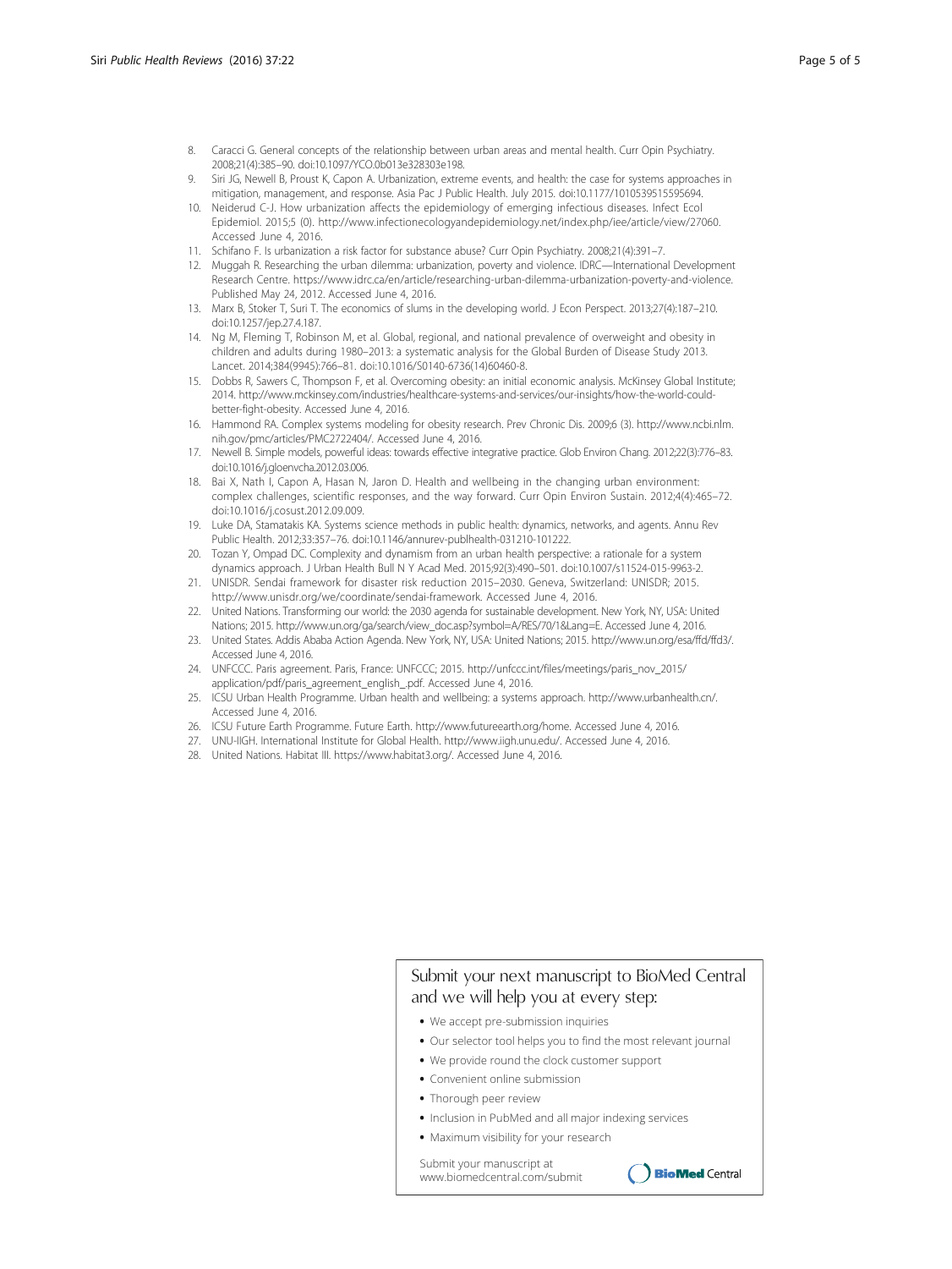8. Caracci G. General concepts of the relationship between urban areas and mental health. Curr Opin Psychiatry. 2008;21(4):385–90. doi:10.1097/YCO.0b013e328303e198.
9. Siri JG, Newell B, Proust K, Capon A. Urbanization, extreme events, and health: the case for systems approaches in mitigation, management, and response. Asia Pac J Public Health. July 2015. doi:10.1177/1010539515595694.
10. Neiderud C-J. How urbanization affects the epidemiology of emerging infectious diseases. Infect Ecol Epidemiol. 2015;5 (0). http://www.infectionecologyandepidemiology.net/index.php/iee/article/view/27060. Accessed June 4, 2016.
11. Schifano F. Is urbanization a risk factor for substance abuse? Curr Opin Psychiatry. 2008;21(4):391–7.
12. Muggah R. Researching the urban dilemma: urbanization, poverty and violence. IDRC—International Development Research Centre. https://www.idrc.ca/en/article/researching-urban-dilemma-urbanization-poverty-and-violence. Published May 24, 2012. Accessed June 4, 2016.
13. Marx B, Stoker T, Suri T. The economics of slums in the developing world. J Econ Perspect. 2013;27(4):187–210. doi:10.1257/jep.27.4.187.
14. Ng M, Fleming T, Robinson M, et al. Global, regional, and national prevalence of overweight and obesity in children and adults during 1980–2013: a systematic analysis for the Global Burden of Disease Study 2013. Lancet. 2014;384(9945):766–81. doi:10.1016/S0140-6736(14)60460-8.
15. Dobbs R, Sawers C, Thompson F, et al. Overcoming obesity: an initial economic analysis. McKinsey Global Institute; 2014. http://www.mckinsey.com/industries/healthcare-systems-and-services/our-insights/how-the-world-could-better-fight-obesity. Accessed June 4, 2016.
16. Hammond RA. Complex systems modeling for obesity research. Prev Chronic Dis. 2009;6 (3). http://www.ncbi.nlm.nih.gov/pmc/articles/PMC2722404/. Accessed June 4, 2016.
17. Newell B. Simple models, powerful ideas: towards effective integrative practice. Glob Environ Chang. 2012;22(3):776–83. doi:10.1016/j.gloenvcha.2012.03.006.
18. Bai X, Nath I, Capon A, Hasan N, Jaron D. Health and wellbeing in the changing urban environment: complex challenges, scientific responses, and the way forward. Curr Opin Environ Sustain. 2012;4(4):465–72. doi:10.1016/j.cosust.2012.09.009.
19. Luke DA, Stamatakis KA. Systems science methods in public health: dynamics, networks, and agents. Annu Rev Public Health. 2012;33:357–76. doi:10.1146/annurev-publhealth-031210-101222.
20. Tozan Y, Ompad DC. Complexity and dynamism from an urban health perspective: a rationale for a system dynamics approach. J Urban Health Bull N Y Acad Med. 2015;92(3):490–501. doi:10.1007/s11524-015-9963-2.
21. UNISDR. Sendai framework for disaster risk reduction 2015–2030. Geneva, Switzerland: UNISDR; 2015. http://www.unisdr.org/we/coordinate/sendai-framework. Accessed June 4, 2016.
22. United Nations. Transforming our world: the 2030 agenda for sustainable development. New York, NY, USA: United Nations; 2015. http://www.un.org/ga/search/view_doc.asp?symbol=A/RES/70/1&Lang=E. Accessed June 4, 2016.
23. United States. Addis Ababa Action Agenda. New York, NY, USA: United Nations; 2015. http://www.un.org/esa/ffd/ffd3/. Accessed June 4, 2016.
24. UNFCCC. Paris agreement. Paris, France: UNFCCC; 2015. http://unfccc.int/files/meetings/paris_nov_2015/application/pdf/paris_agreement_english_.pdf. Accessed June 4, 2016.
25. ICSU Urban Health Programme. Urban health and wellbeing: a systems approach. http://www.urbanhealth.cn/. Accessed June 4, 2016.
26. ICSU Future Earth Programme. Future Earth. http://www.futureearth.org/home. Accessed June 4, 2016.
27. UNU-IIGH. International Institute for Global Health. http://www.iigh.unu.edu/. Accessed June 4, 2016.
28. United Nations. Habitat III. https://www.habitat3.org/. Accessed June 4, 2016.

Submit your next manuscript to BioMed Central and we will help you at every step:

- We accept pre-submission inquiries
- Our selector tool helps you to find the most relevant journal
- We provide round the clock customer support
- Convenient online submission
- Thorough peer review
- Inclusion in PubMed and all major indexing services
- Maximum visibility for your research

Submit your manuscript at www.biomedcentral.com/submit

BioMed Central